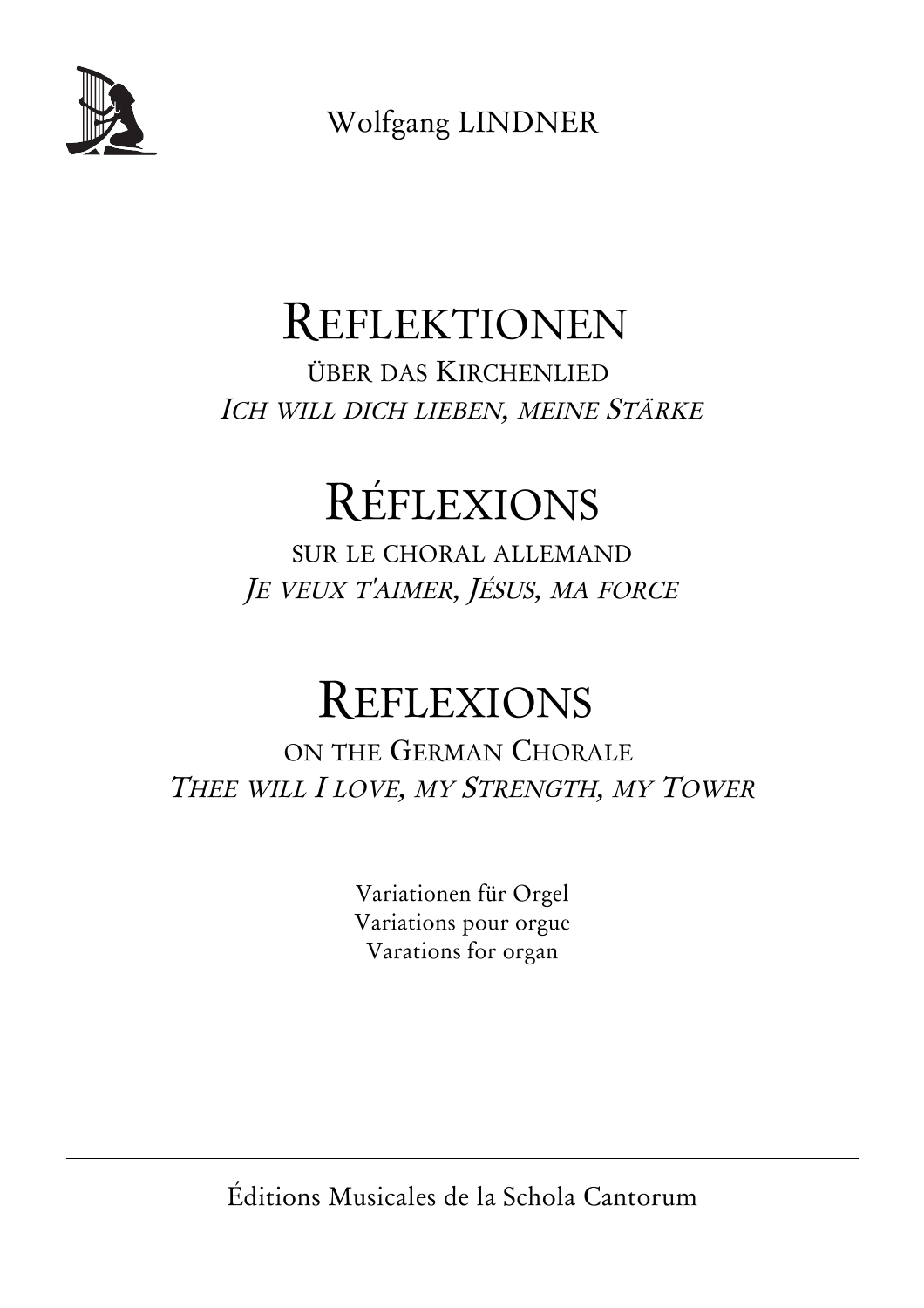Wolfgang LINDNER

# REFLEKTIONEN

ÜBER DAS KIRCHENLIED

*ICH WILL DICH LIEBEN, MEINE STÄRKE*

# RÉFLEXIONS

SUR LE CHORAL ALLEMAND

*JE VEUX T'AIMER, JÉSUS, MA FORCE*

# REFLEXIONS

ON THE GERMAN CHORALE

*THEE WILL I LOVE, MY STRENGTH, MY TOWER*

Variationen für Orgel
Variations pour orgue
Varations for organ

---

Éditions Musicales de la Schola Cantorum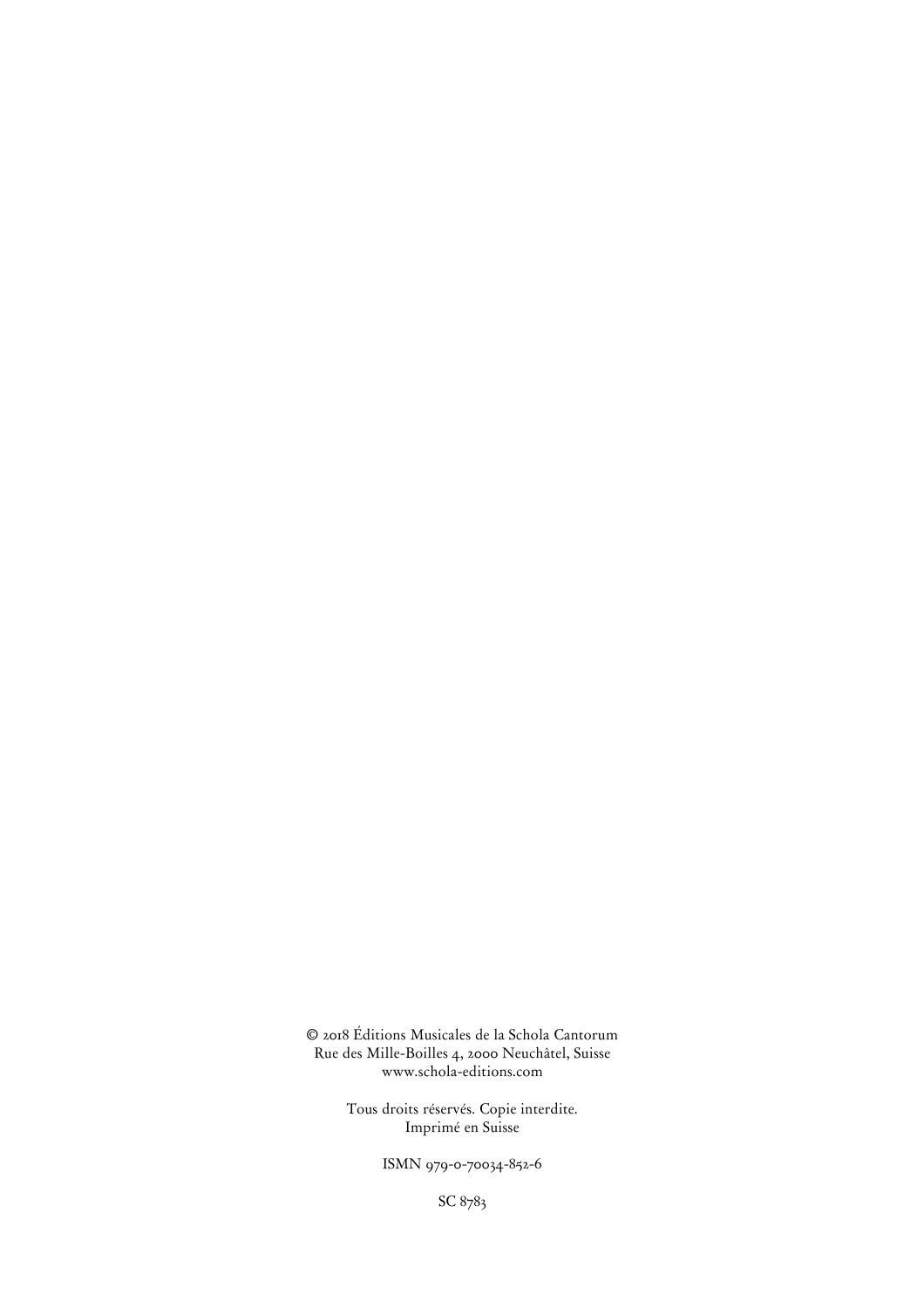© 2018 Éditions Musicales de la Schola Cantorum
Rue des Mille-Boilles 4, 2000 Neuchâtel, Suisse
www.schola-editions.com

Tous droits réservés. Copie interdite.
Imprimé en Suisse

ISMN 979-0-70034-852-6

SC 8783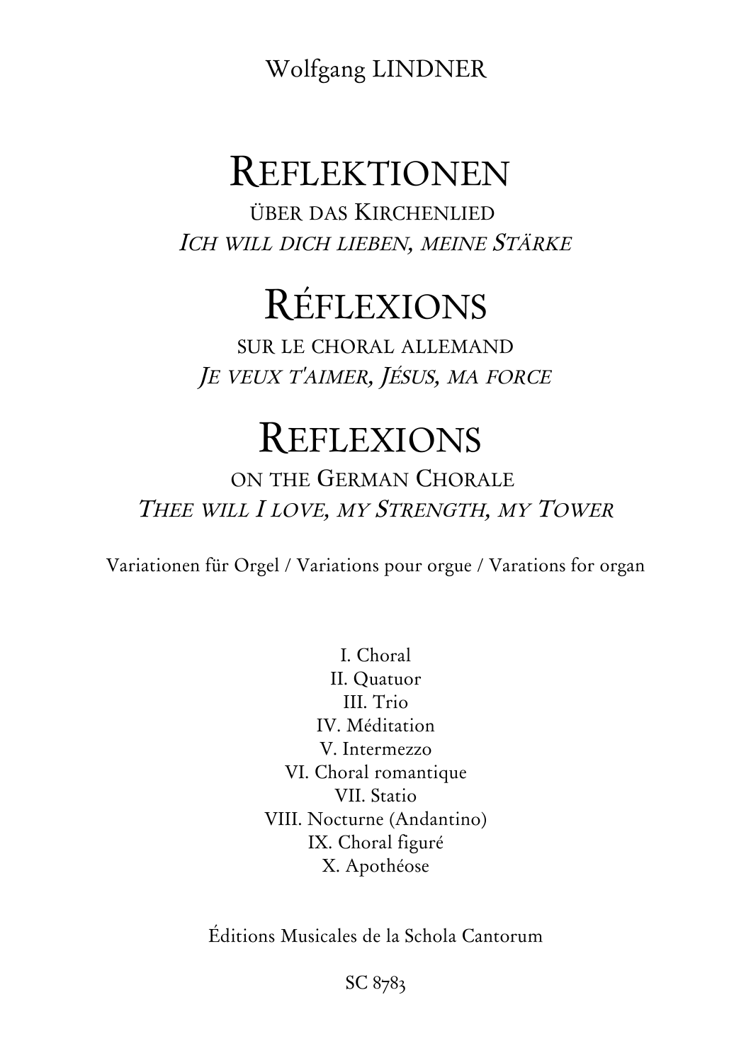Wolfgang LINDNER

# REFLEKTIONEN

ÜBER DAS KIRCHENLIED

*ICH WILL DICH LIEBEN, MEINE STÄRKE*

# RÉFLEXIONS

SUR LE CHORAL ALLEMAND

*JE VEUX T'AIMER, JÉSUS, MA FORCE*

# REFLEXIONS

ON THE GERMAN CHORALE

*THEE WILL I LOVE, MY STRENGTH, MY TOWER*

Variationen für Orgel / Variations pour orgue / Varations for organ

I. Choral
II. Quatuor
III. Trio
IV. Méditation
V. Intermezzo
VI. Choral romantique
VII. Statio
VIII. Nocturne (Andantino)
IX. Choral figuré
X. Apothéose

Éditions Musicales de la Schola Cantorum

SC 8783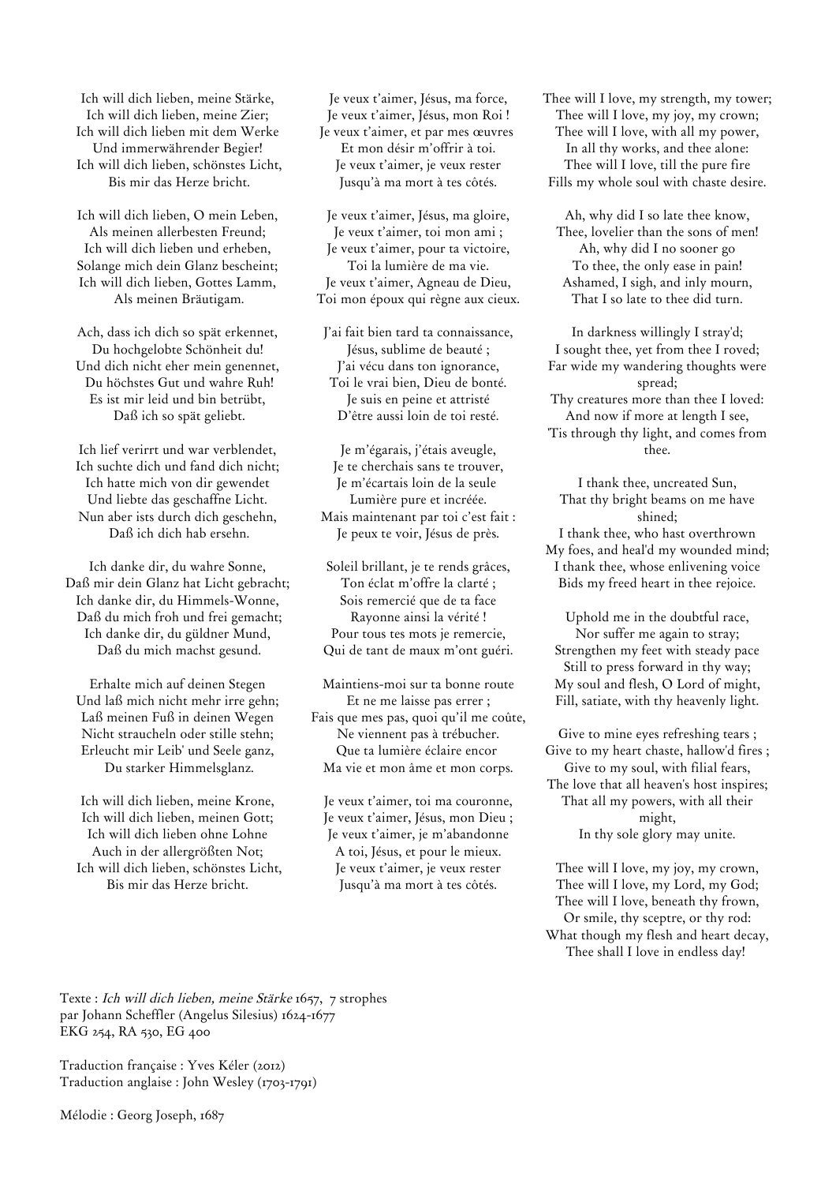Ich will dich lieben, meine Stärke,
Ich will dich lieben, meine Zier;
Ich will dich lieben mit dem Werke
Und immerwährender Begier!
Ich will dich lieben, schönstes Licht,
Bis mir das Herze bricht.

Ich will dich lieben, O mein Leben,
Als meinen allerbesten Freund;
Ich will dich lieben und erheben,
Solange mich dein Glanz bescheint;
Ich will dich lieben, Gottes Lamm,
Als meinen Bräutigam.

Ach, dass ich dich so spät erkennet,
Du hochgelobte Schönheit du!
Und dich nicht eher mein genennet,
Du höchstes Gut und wahre Ruh!
Es ist mir leid und bin betrübt,
Daß ich so spät geliebt.

Ich lief verirrt und war verblendet,
Ich suchte dich und fand dich nicht;
Ich hatte mich von dir gewendet
Und liebte das geschaffne Licht.
Nun aber ists durch dich geschehn,
Daß ich dich hab ersehn.

Ich danke dir, du wahre Sonne,
Daß mir dein Glanz hat Licht gebracht;
Ich danke dir, du Himmels-Wonne,
Daß du mich froh und frei gemacht;
Ich danke dir, du güldner Mund,
Daß du mich machst gesund.

Erhalte mich auf deinen Stegen
Und laß mich nicht mehr irre gehn;
Laß meinen Fuß in deinen Wegen
Nicht straucheln oder stille stehn;
Erleucht mir Leib' und Seele ganz,
Du starker Himmelsglanz.

Ich will dich lieben, meine Krone,
Ich will dich lieben, meinen Gott;
Ich will dich lieben ohne Lohne
Auch in der allergrößten Not;
Ich will dich lieben, schönstes Licht,
Bis mir das Herze bricht.

Je veux t'aimer, Jésus, ma force,
Je veux t'aimer, Jésus, mon Roi !
Je veux t'aimer, et par mes œuvres
Et mon désir m'offrir à toi.
Je veux t'aimer, je veux rester
Jusqu'à ma mort à tes côtés.

Je veux t'aimer, Jésus, ma gloire,
Je veux t'aimer, toi mon ami ;
Je veux t'aimer, pour ta victoire,
Toi la lumière de ma vie.
Je veux t'aimer, Agneau de Dieu,
Toi mon époux qui règne aux cieux.

J'ai fait bien tard ta connaissance,
Jésus, sublime de beauté ;
J'ai vécu dans ton ignorance,
Toi le vrai bien, Dieu de bonté.
Je suis en peine et attristé
D'être aussi loin de toi resté.

Je m'égarais, j'étais aveugle,
Je te cherchais sans te trouver,
Je m'écartais loin de la seule
Lumière pure et incréée.
Mais maintenant par toi c'est fait :
Je peux te voir, Jésus de près.

Soleil brillant, je te rends grâces,
Ton éclat m'offre la clarté ;
Sois remercié que de ta face
Rayonne ainsi la vérité !
Pour tous tes mots je remercie,
Qui de tant de maux m'ont guéri.

Maintiens-moi sur ta bonne route
Et ne me laisse pas errer ;
Fais que mes pas, quoi qu'il me coûte,
Ne viennent pas à trébucher.
Que ta lumière éclaire encor
Ma vie et mon âme et mon corps.

Je veux t'aimer, toi ma couronne,
Je veux t'aimer, Jésus, mon Dieu ;
Je veux t'aimer, je m'abandonne
A toi, Jésus, et pour le mieux.
Je veux t'aimer, je veux rester
Jusqu'à ma mort à tes côtés.

Thee will I love, my strength, my tower;
Thee will I love, my joy, my crown;
Thee will I love, with all my power,
In all thy works, and thee alone:
Thee will I love, till the pure fire
Fills my whole soul with chaste desire.

Ah, why did I so late thee know,
Thee, lovelier than the sons of men!
Ah, why did I no sooner go
To thee, the only ease in pain!
Ashamed, I sigh, and inly mourn,
That I so late to thee did turn.

In darkness willingly I stray'd;
I sought thee, yet from thee I roved;
Far wide my wandering thoughts were spread;
Thy creatures more than thee I loved:
And now if more at length I see,
'Tis through thy light, and comes from thee.

I thank thee, uncreated Sun,
That thy bright beams on me have shined;
I thank thee, who hast overthrown
My foes, and heal'd my wounded mind;
I thank thee, whose enlivening voice
Bids my freed heart in thee rejoice.

Uphold me in the doubtful race,
Nor suffer me again to stray;
Strengthen my feet with steady pace
Still to press forward in thy way;
My soul and flesh, O Lord of might,
Fill, satiate, with thy heavenly light.

Give to mine eyes refreshing tears ;
Give to my heart chaste, hallow'd fires ;
Give to my soul, with filial fears,
The love that all heaven's host inspires;
That all my powers, with all their might,
In thy sole glory may unite.

Thee will I love, my joy, my crown,
Thee will I love, my Lord, my God;
Thee will I love, beneath thy frown,
Or smile, thy sceptre, or thy rod:
What though my flesh and heart decay,
Thee shall I love in endless day!

Texte : *Ich will dich lieben, meine Stärke* 1657, 7 strophes
par Johann Scheffler (Angelus Silesius) 1624-1677
EKG 254, RA 530, EG 400

Traduction française : Yves Kéler (2012)
Traduction anglaise : John Wesley (1703-1791)

Mélodie : Georg Joseph, 1687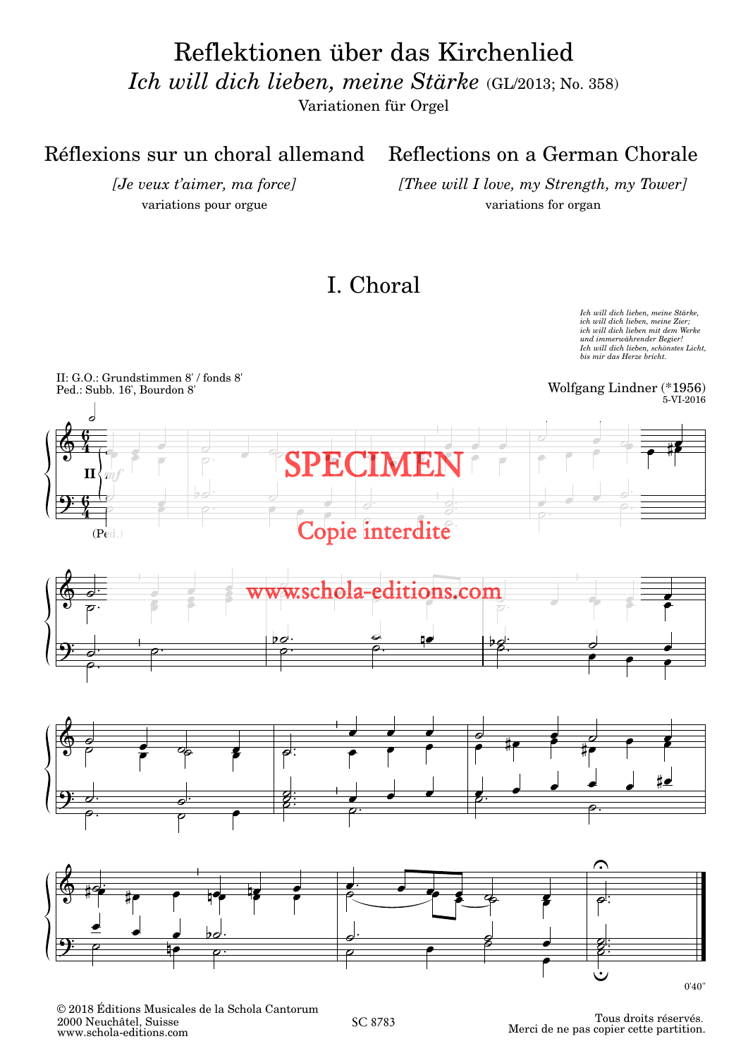# Reflektionen über das Kirchenlied

*Ich will dich lieben, meine Stärke* (GL/2013; No. 358)

Variationen für Orgel

## Réflexions sur un choral allemand

*[Je veux t'aimer, ma force]*

variations pour orgue

## Reflections on a German Chorale

*[Thee will I love, my Strength, my Tower]*

variations for organ

## I. Choral

*Ich will dich lieben, meine Stärke,*
*ich will dich lieben, meine Zier;*
*ich will dich lieben mit dem Werke*
*und immerwährender Begier!*
*Ich will dich lieben, schönstes Licht,*
*bis mir das Herze bricht.*

II: G.O.: Grundstimmen 8' / fonds 8'
Ped.: Subb. 16', Bourdon 8'

Wolfgang Lindner (*1956)
5-VI-2016

SPECIMEN

Copie interdite

www.schola-editions.com

0'40"

© 2018 Éditions Musicales de la Schola Cantorum
2000 Neuchâtel, Suisse
www.schola-editions.com

SC 8783

Tous droits réservés.
Merci de ne pas copier cette partition.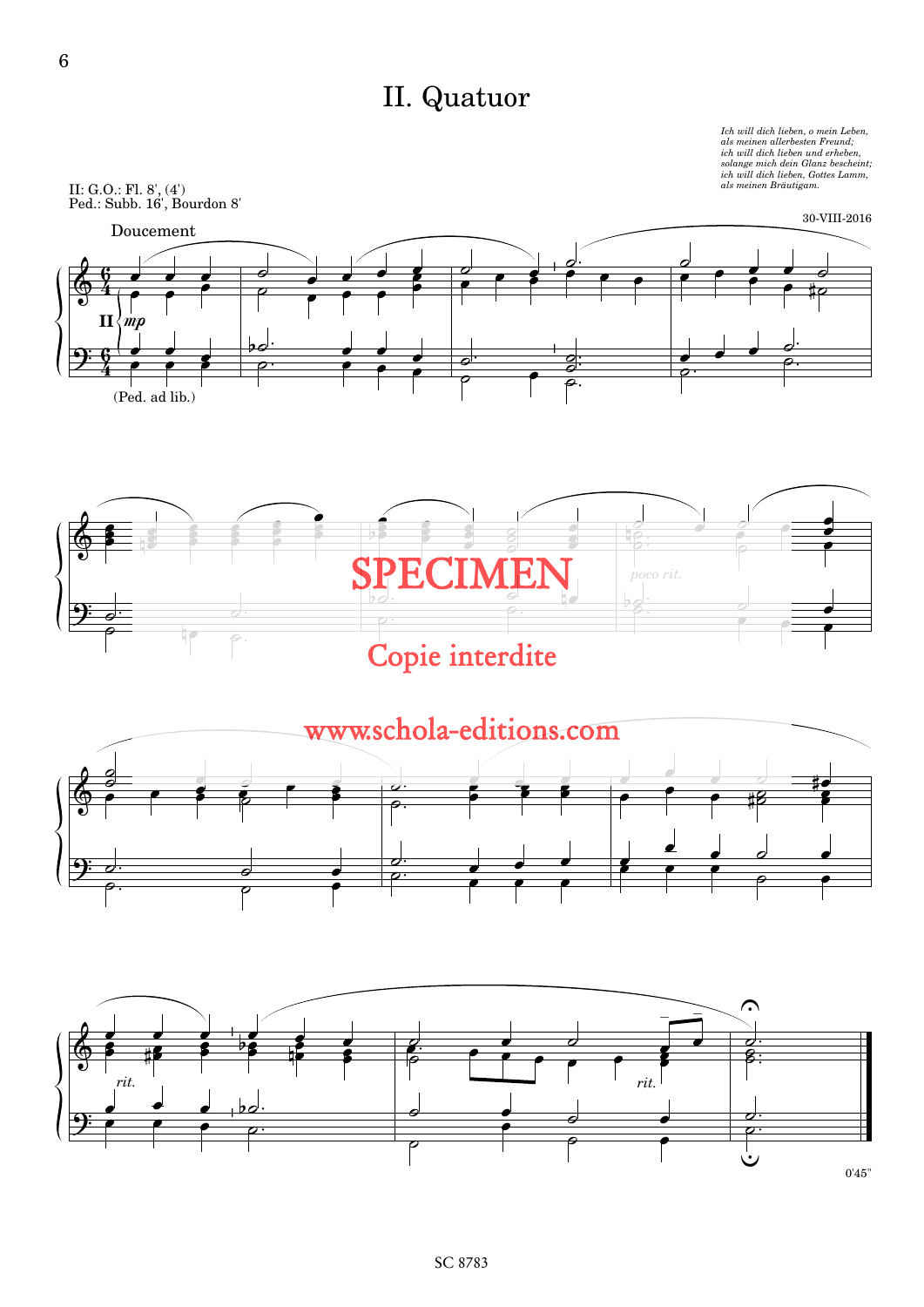# II. Quatuor

*Ich will dich lieben, o mein Leben,*
*als meinen allerbesten Freund;*
*ich will dich lieben und erheben,*
*solange mich dein Glanz bescheint;*
*ich will dich lieben, Gottes Lamm,*
*als meinen Bräutigam.*

II: G.O.: Fl. 8', (4')
Ped.: Subb. 16', Bourdon 8'

30-VIII-2016

Doucement

SPECIMEN

Copie interdite

www.schola-editions.com

0'45"

SC 8783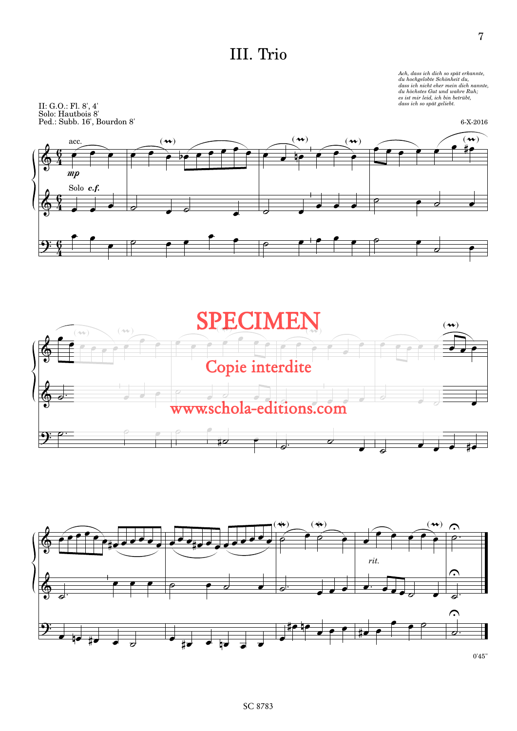# III. Trio

*Ach, dass ich dich so spät erkannte,*
*du hochgelobte Schönheit du,*
*dass ich nicht eher mein dich nannte,*
*du höchstes Gut und wahre Ruh;*
*es ist mir leid, ich bin betrübt,*
*dass ich so spät geliebt.*

II: G.O.: Fl. 8', 4'
Solo: Hautbois 8'
Ped.: Subb. 16', Bourdon 8'

6-X-2016

acc. *mp* Solo *c.f.*

SPECIMEN
Copie interdite
www.schola-editions.com

*rit.*

0'45"

SC 8783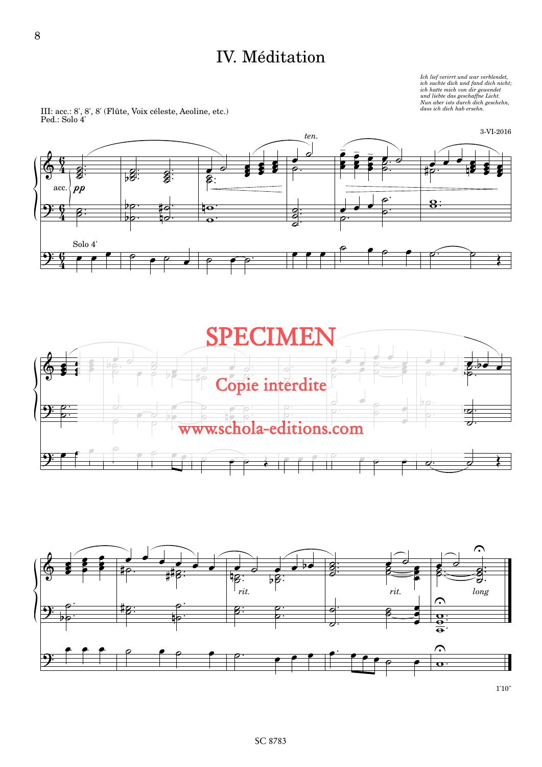# IV. Méditation

*Ich lief verirrt und war verblendet,*
*ich suchte dich und fand dich nicht;*
*ich hatte mich von dir gewendet*
*und liebte das geschaffne Licht.*
*Nun aber ists durch dich geschehn,*
*dass ich dich hab ersehn.*

III: acc.: 8', 8', 8' (Flûte, Voix céleste, Aeoline, etc.)
Ped.: Solo 4'

3-VI-2016

SPECIMEN

Copie interdite

www.schola-editions.com

1'10"

SC 8783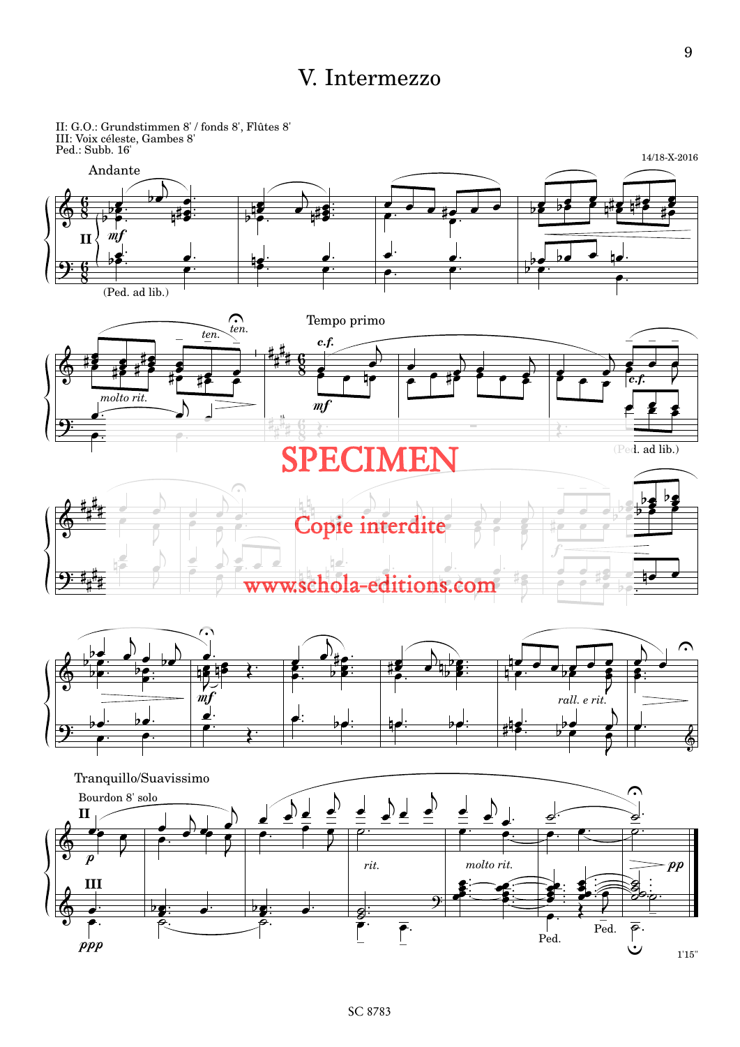# V. Intermezzo

II: G.O.: Grundstimmen 8' / fonds 8', Flûtes 8'
III: Voix céleste, Gambes 8'
Ped.: Subb. 16'

14/18-X-2016

Andante

SPECIMEN

Copie interdite

www.schola-editions.com

1'15"

SC 8783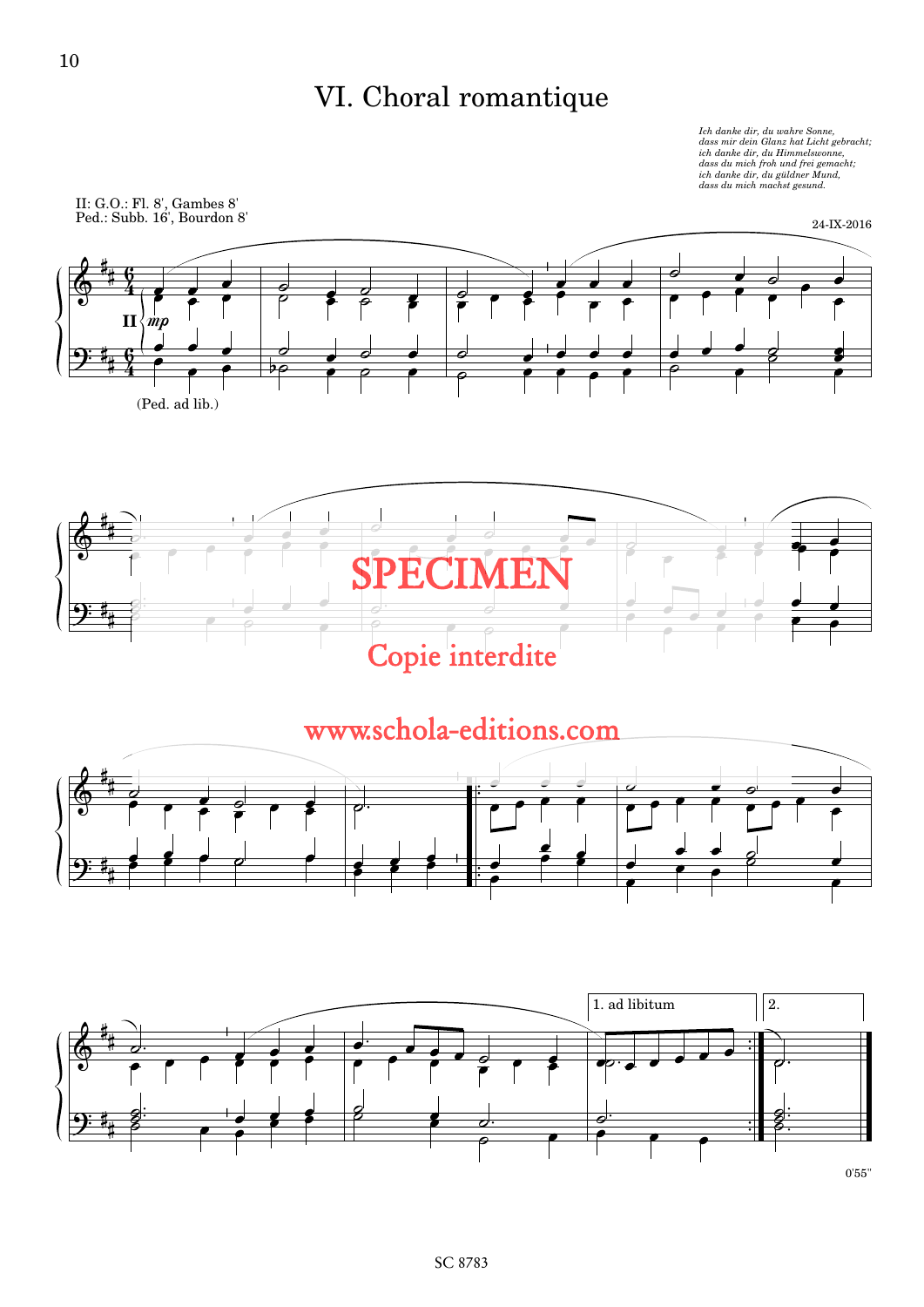# VI. Choral romantique

*Ich danke dir, du wahre Sonne,*
*dass mir dein Glanz hat Licht gebracht;*
*ich danke dir, du Himmelswonne,*
*dass du mich froh und frei gemacht;*
*ich danke dir, du güldner Mund,*
*dass du mich machst gesund.*

II: G.O.: Fl. 8', Gambes 8'
Ped.: Subb. 16', Bourdon 8'

24-IX-2016

II *mp*

(Ped. ad lib.)

SPECIMEN

Copie interdite

www.schola-editions.com

1. ad libitum

2.

0'55"

SC 8783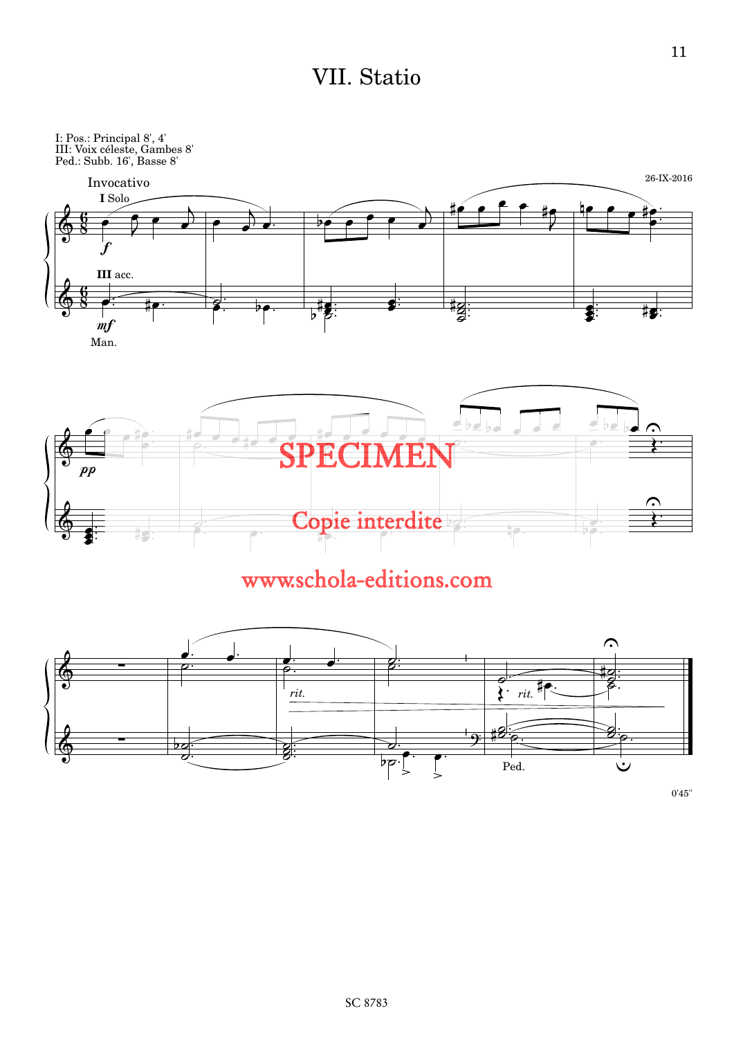# VII. Statio

I: Pos.: Principal 8', 4'
III: Voix céleste, Gambes 8'
Ped.: Subb. 16', Basse 8'

26-IX-2016

Invocativo

SPECIMEN

Copie interdite

www.schola-editions.com

0'45"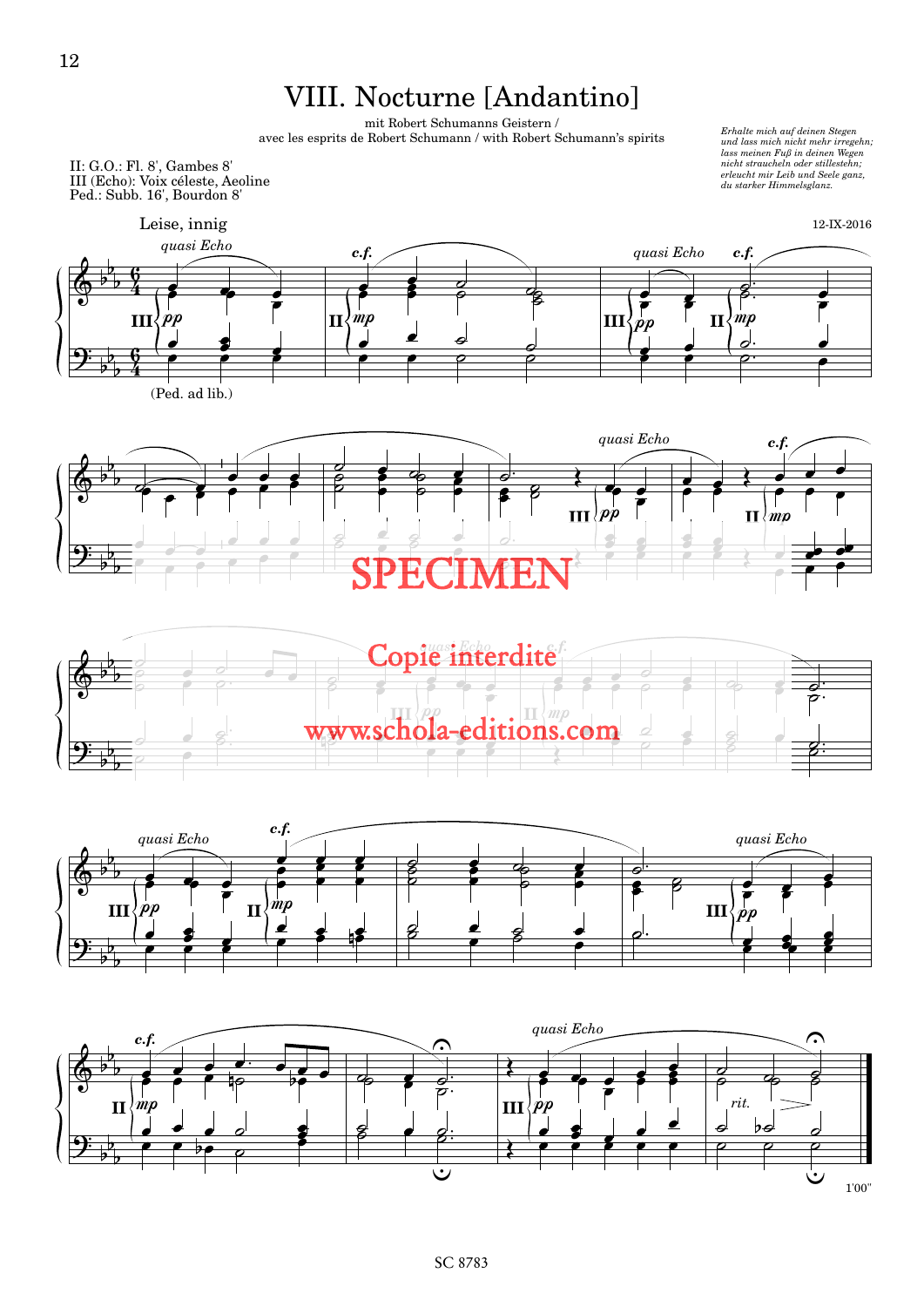# VIII. Nocturne [Andantino]

mit Robert Schumanns Geistern /
avec les esprits de Robert Schumann / with Robert Schumann's spirits

*Erhalte mich auf deinen Stegen*
*und lass mich nicht mehr irregehn;*
*lass meinen Fuß in deinen Wegen*
*nicht straucheln oder stillestehn;*
*erleucht mir Leib und Seele ganz,*
*du starker Himmelsglanz.*

II: G.O.: Fl. 8', Gambes 8'
III (Echo): Voix céleste, Aeoline
Ped.: Subb. 16', Bourdon 8'

Leise, innig

12-IX-2016

SPECIMEN

Copie interdite

www.schola-editions.com

1'00"

SC 8783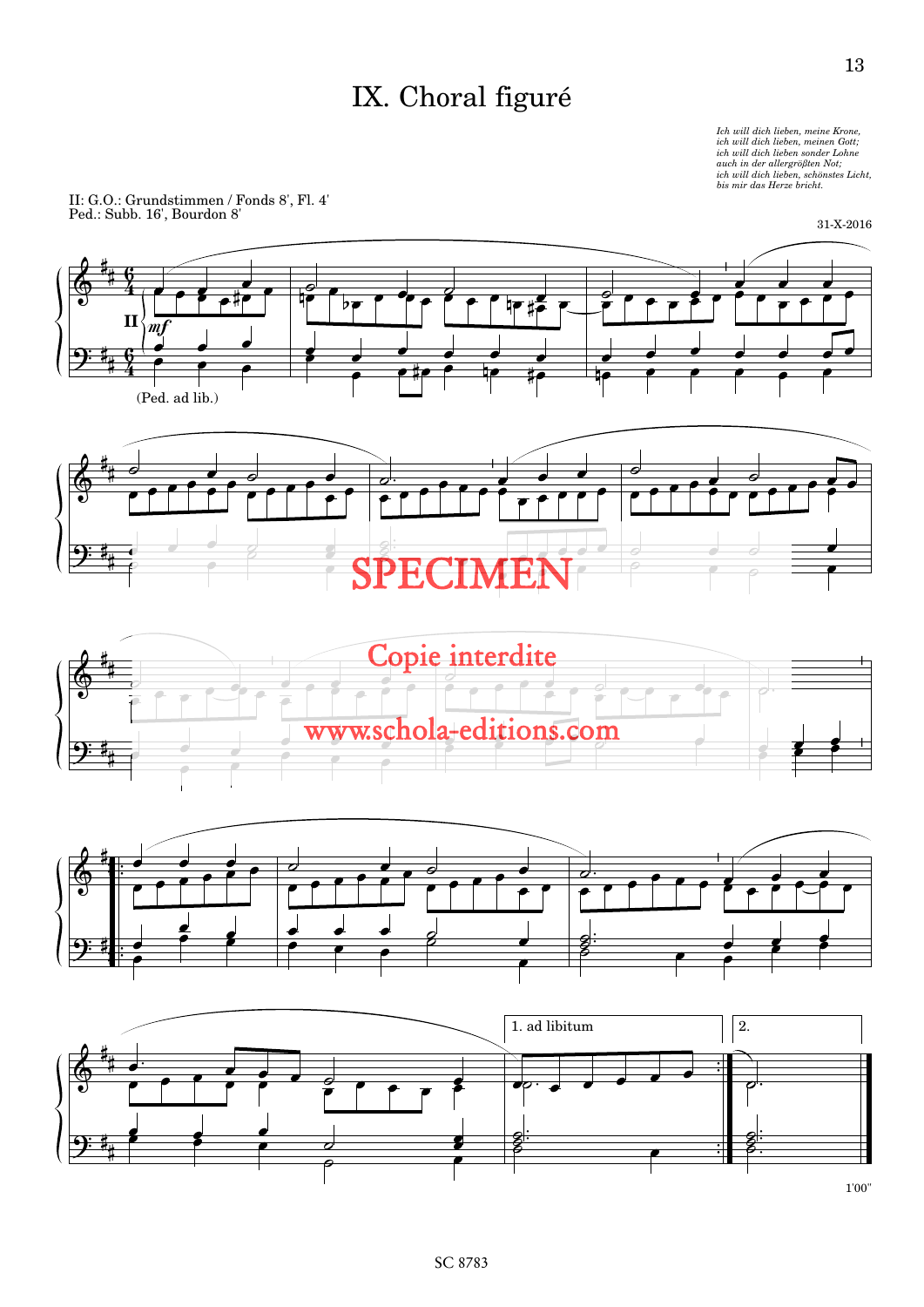# IX. Choral figuré

*Ich will dich lieben, meine Krone,*
*ich will dich lieben, meinen Gott;*
*ich will dich lieben sonder Lohne*
*auch in der allergrößten Not;*
*ich will dich lieben, schönstes Licht,*
*bis mir das Herze bricht.*

II: G.O.: Grundstimmen / Fonds 8', Fl. 4'
Ped.: Subb. 16', Bourdon 8'

31-X-2016

(Ped. ad lib.)

SPECIMEN

Copie interdite

www.schola-editions.com

1. ad libitum

2.

1'00"

SC 8783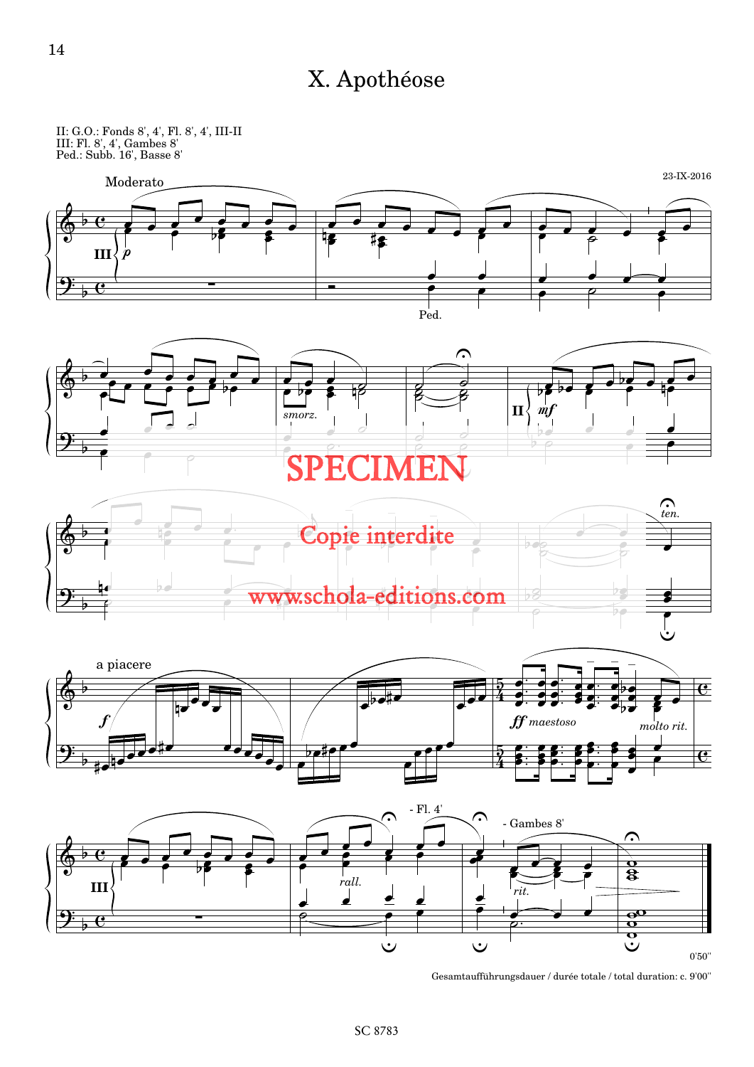# X. Apothéose

II: G.O.: Fonds 8', 4', Fl. 8', 4', III-II
III: Fl. 8', 4', Gambes 8'
Ped.: Subb. 16', Basse 8'

Moderato

23-IX-2016

SPECIMEN

Copie interdite

www.schola-editions.com

0'50''

Gesamtaufführungsdauer / durée totale / total duration: c. 9'00''

SC 8783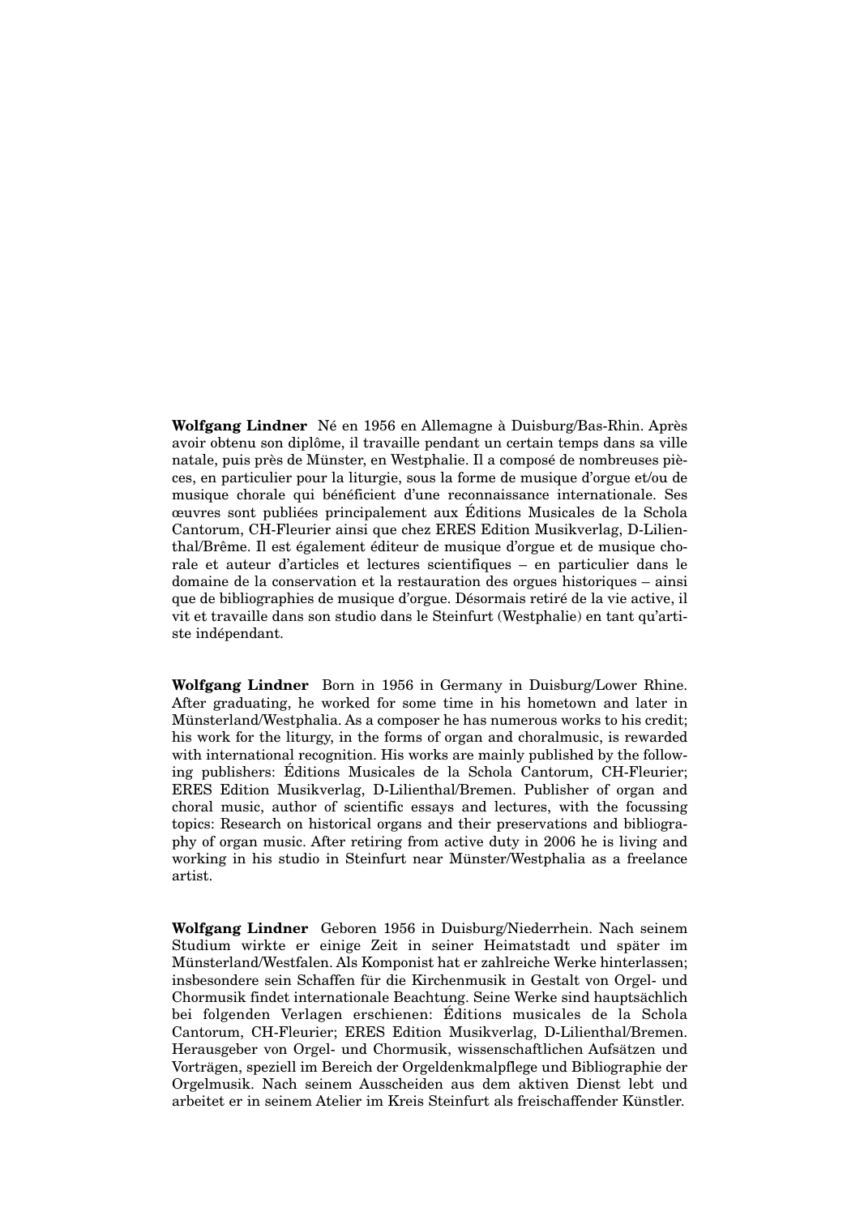**Wolfgang Lindner** Né en 1956 en Allemagne à Duisburg/Bas-Rhin. Après avoir obtenu son diplôme, il travaille pendant un certain temps dans sa ville natale, puis près de Münster, en Westphalie. Il a composé de nombreuses pièces, en particulier pour la liturgie, sous la forme de musique d'orgue et/ou de musique chorale qui bénéficient d'une reconnaissance internationale. Ses œuvres sont publiées principalement aux Éditions Musicales de la Schola Cantorum, CH-Fleurier ainsi que chez ERES Edition Musikverlag, D-Lilienthal/Brême. Il est également éditeur de musique d'orgue et de musique chorale et auteur d'articles et lectures scientifiques – en particulier dans le domaine de la conservation et la restauration des orgues historiques – ainsi que de bibliographies de musique d'orgue. Désormais retiré de la vie active, il vit et travaille dans son studio dans le Steinfurt (Westphalie) en tant qu'artiste indépendant.

**Wolfgang Lindner** Born in 1956 in Germany in Duisburg/Lower Rhine. After graduating, he worked for some time in his hometown and later in Münsterland/Westphalia. As a composer he has numerous works to his credit; his work for the liturgy, in the forms of organ and choralmusic, is rewarded with international recognition. His works are mainly published by the following publishers: Éditions Musicales de la Schola Cantorum, CH-Fleurier; ERES Edition Musikverlag, D-Lilienthal/Bremen. Publisher of organ and choral music, author of scientific essays and lectures, with the focussing topics: Research on historical organs and their preservations and bibliography of organ music. After retiring from active duty in 2006 he is living and working in his studio in Steinfurt near Münster/Westphalia as a freelance artist.

**Wolfgang Lindner** Geboren 1956 in Duisburg/Niederrhein. Nach seinem Studium wirkte er einige Zeit in seiner Heimatstadt und später im Münsterland/Westfalen. Als Komponist hat er zahlreiche Werke hinterlassen; insbesondere sein Schaffen für die Kirchenmusik in Gestalt von Orgel- und Chormusik findet internationale Beachtung. Seine Werke sind hauptsächlich bei folgenden Verlagen erschienen: Éditions musicales de la Schola Cantorum, CH-Fleurier; ERES Edition Musikverlag, D-Lilienthal/Bremen. Herausgeber von Orgel- und Chormusik, wissenschaftlichen Aufsätzen und Vorträgen, speziell im Bereich der Orgeldenkmalpflege und Bibliographie der Orgelmusik. Nach seinem Ausscheiden aus dem aktiven Dienst lebt und arbeitet er in seinem Atelier im Kreis Steinfurt als freischaffender Künstler.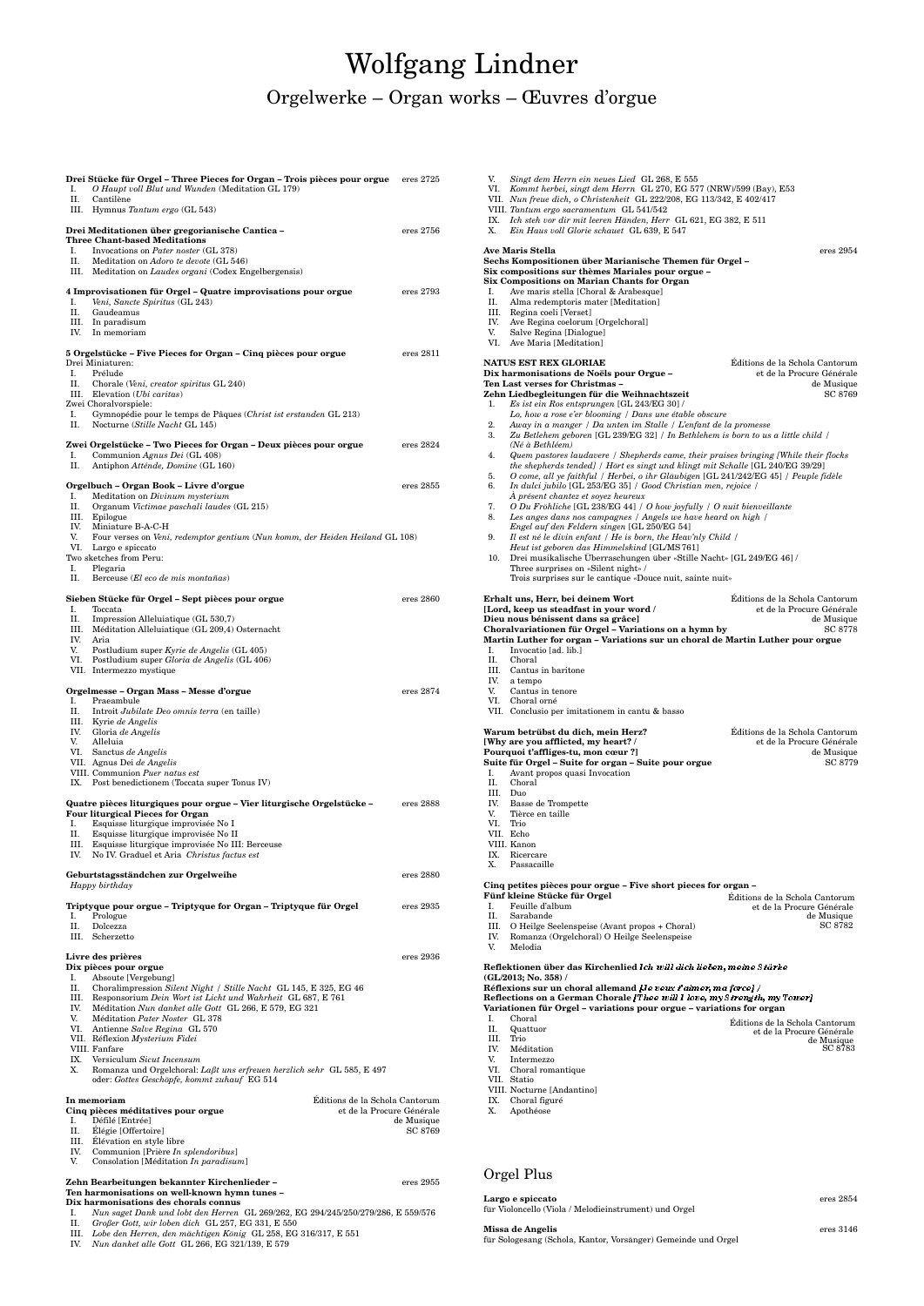# Wolfgang Lindner

## Orgelwerke – Organ works – Œuvres d'orgue

**Drei Stücke für Orgel – Three Pieces for Organ – Trois pièces pour orgue** eres 2725
I. *O Haupt voll Blut und Wunden* (Meditation GL 179)
II. Cantilène
III. Hymnus *Tantum ergo* (GL 543)

**Drei Meditationen über gregorianische Cantica – Three Chant-based Meditations** eres 2756
I. Invocations on *Pater noster* (GL 378)
II. Meditation on *Adoro te devote* (GL 546)
III. Meditation on *Laudes organi* (Codex Engelbergensis)

**4 Improvisationen für Orgel – Quatre improvisations pour orgue** eres 2793
I. *Veni, Sancte Spiritus* (GL 243)
II. Gaudeamus
III. In paradisum
IV. In memoriam

**5 Orgelstücke – Five Pieces for Organ – Cinq pièces pour orgue** eres 2811
Drei Miniaturen:
I. Prélude
II. Chorale (*Veni, creator spiritus* GL 240)
III. Elevation (*Ubi caritas*)
Zwei Choralvorspiele:
I. Gymnopédie pour le temps de Pâques (*Christ ist erstanden* GL 213)
II. Nocturne (*Stille Nacht* GL 145)

**Zwei Orgelstücke – Two Pieces for Organ – Deux pièces pour orgue** eres 2824
I. Communion *Agnus Dei* (GL 408)
II. Antiphon *Atténde, Domine* (GL 160)

**Orgelbuch – Organ Book – Livre d'orgue** eres 2855
I. Meditation on *Divinum mysterium*
II. Organum *Victimae paschali laudes* (GL 215)
III. Epilogue
IV. Miniature B-A-C-H
V. Four verses on *Veni, redemptor gentium* (*Nun komm, der Heiden Heiland* GL 108)
VI. Largo e spiccato
Two sketches from Peru:
I. Plegaria
II. Berceuse (*El eco de mis montañas*)

**Sieben Stücke für Orgel – Sept pièces pour orgue** eres 2860
I. Toccata
II. Impression Alleluiatique (GL 530,7)
III. Méditation Alleluiatique (GL 209,4) Osternacht
IV. Aria
V. Postludium super *Kyrie de Angelis* (GL 405)
VI. Postludium super *Gloria de Angelis* (GL 406)
VII. Intermezzo mystique

**Orgelmesse – Organ Mass – Messe d'orgue** eres 2874
I. Praeambule
II. Introit *Jubilate Deo omnis terra* (en taille)
III. Kyrie *de Angelis*
IV. Gloria *de Angelis*
V. Alleluia
VI. Sanctus *de Angelis*
VII. Agnus Dei *de Angelis*
VIII. Communion *Puer natus est*
IX. Post benedictionem (Toccata super Tonus IV)

**Quatre pièces liturgiques pour orgue – Vier liturgische Orgelstücke – Four liturgical Pieces for Organ** eres 2888
I. Esquisse liturgique improvisée No I
II. Esquisse liturgique improvisée No II
III. Esquisse liturgique improvisée No III: Berceuse
IV. No IV. Graduel et Aria *Christus factus est*

**Geburtstagsständchen zur Orgelweihe** eres 2880
*Happy birthday*

**Triptyque pour orgue – Triptyque for Organ – Triptyque für Orgel** eres 2935
I. Prologue
II. Dolcezza
III. Scherzetto

**Livre des prières** eres 2936
**Dix pièces pour orgue**
I. Absoute [Vergebung]
II. Choralimpression *Silent Night* / *Stille Nacht* GL 145, E 325, EG 46
III. Responsorium *Dein Wort ist Licht und Wahrheit* GL 687, E 761
IV. Méditation *Nun danket alle Gott* GL 266, E 579, EG 321
V. Méditation *Pater Noster* GL 378
VI. Antienne *Salve Regina* GL 570
VII. Réflexion *Mysterium Fidei*
VIII. Fanfare
IX. Versiculum *Sicut Incensum*
X. Romanza und Orgelchoral: *Laßt uns erfreuen herzlich sehr* GL 585, E 497
oder: *Gottes Geschöpfe, kommt zuhauf* EG 514

**In memoriam** Éditions de la Schola Cantorum et de la Procure Générale de Musique SC 8769
**Cinq pièces méditatives pour orgue**
I. Défilé [Entrée]
II. Élégie [Offertoire]
III. Élévation en style libre
IV. Communion [Prière *In splendoribus*]
V. Consolation [Méditation *In paradisum*]

**Zehn Bearbeitungen bekannter Kirchenlieder – Ten harmonisations on well-known hymn tunes – Dix harmonisations des chorals connus** eres 2955
I. *Nun saget Dank und lobt den Herren* GL 269/262, EG 294/245/250/279/286, E 559/576
II. *Großer Gott, wir loben dich* GL 257, EG 331, E 550
III. *Lobe den Herren, den mächtigen König* GL 258, EG 316/317, E 551
IV. *Nun danket alle Gott* GL 266, EG 321/139, E 579
V. *Singt dem Herrn ein neues Lied* GL 268, E 555
VI. *Kommt herbei, singt dem Herrn* GL 270, EG 577 (NRW)/599 (Bay), E53
VII. *Nun freue dich, o Christenheit* GL 222/208, EG 113/342, E 402/417
VIII. *Tantum ergo sacramentum* GL 541/542
IX. *Ich steh vor dir mit leeren Händen, Herr* GL 621, EG 382, E 511
X. *Ein Haus voll Glorie schauet* GL 639, E 547

**Ave Maris Stella** eres 2954
**Sechs Kompositionen über Marianische Themen für Orgel – Six compositions sur thèmes Mariales pour orgue – Six Compositions on Marian Chants for Organ**
I. Ave maris stella [Choral & Arabesque]
II. Alma redemptoris mater [Meditation]
III. Regina coeli [Verset]
IV. Ave Regina coelorum [Orgelchoral]
V. Salve Regina [Dialogue]
VI. Ave Maria [Meditation]

**NATUS EST REX GLORIAE** Éditions de la Schola Cantorum et de la Procure Générale de Musique SC 8769
**Dix harmonisations de Noëls pour Orgue – Ten Last verses for Christmas – Zehn Liedbegleitungen für die Weihnachtszeit**
1. *Es ist ein Ros entsprungen* [GL 243/EG 30] / *Lo, how a rose e'er blooming* / *Dans une étable obscure*
2. *Away in a manger* / *Da unten im Stalle* / *L'enfant de la promesse*
3. *Zu Betlehem geboren* [GL 239/EG 32] / *In Bethlehem is born to us a little child* / *(Né à Bethléem)*
4. *Quem pastores laudavere* / *Shepherds came, their praises bringing [While their flocks the shepherds tended]* / *Hört es singt und klingt mit Schalle* [GL 240/EG 39/29]
5. *O come, all ye faithful* / *Herbei, o ihr Gläubigen* [GL 241/242/EG 45] / *Peuple fidèle*
6. *In dulci jubilo* [GL 253/EG 35] / *Good Christian men, rejoice* / *À présent chantez et soyez heureux*
7. *O Du Fröhliche* [GL 238/EG 44] / *O how joyfully* / *O nuit bienveillante*
8. *Les anges dans nos campagnes* / *Angels we have heard on high* / *Engel auf den Feldern singen* [GL 250/EG 54]
9. *Il est né le divin enfant* / *He is born, the Heav'nly Child* / *Heut ist geboren das Himmelskind* [GL/MS 761]
10. Drei musikalische Überraschungen über «Stille Nacht» [GL 249/EG 46] / Three surprises on «Silent night» / Trois surprises sur le cantique «Douce nuit, sainte nuit»

**Erhalt uns, Herr, bei deinem Wort [Lord, keep us steadfast in your word / Dieu nous bénissent dans sa grâce]** Éditions de la Schola Cantorum et de la Procure Générale de Musique SC 8778
**Choralvariationen für Orgel – Variations on a hymn by Martin Luther for organ – Variations sur un choral de Martin Luther pour orgue**
I. Invocatio [ad. lib.]
II. Choral
III. Cantus in baritone
IV. a tempo
V. Cantus in tenore
VI. Choral orné
VII. Conclusio per imitationem in cantu & basso

**Warum betrübst du dich, mein Herz? [Why are you afflicted, my heart? / Pourquoi t'affliges-tu, mon cœur ?]** Éditions de la Schola Cantorum et de la Procure Générale de Musique SC 8779
**Suite für Orgel – Suite for organ – Suite pour orgue**
I. Avant propos quasi Invocation
II. Choral
III. Duo
IV. Basse de Trompette
V. Tièrce en taille
VI. Trio
VII. Echo
VIII. Kanon
IX. Ricercare
X. Passacaille

**Cinq petites pièces pour orgue – Five short pieces for organ – Fünf kleine Stücke für Orgel** Éditions de la Schola Cantorum et de la Procure Générale de Musique SC 8782
I. Feuille d'album
II. Sarabande
III. O Heilge Seelenspeise (Avant propos + Choral)
IV. Romanza (Orgelchoral) O Heilge Seelenspeise
V. Melodia

**Reflektionen über das Kirchenlied *Ich will dich lieben, meine Stärke* (GL/2013; No. 358) / Réflexions sur un choral allemand *[Je veux t'aimer, ma force]* / Reflections on a German Chorale *[Thee will I love, my Strength, my Tower]*** Éditions de la Schola Cantorum et de la Procure Générale de Musique SC 8783
**Variationen für Orgel – variations pour orgue – variations for organ**
I. Choral
II. Quattuor
III. Trio
IV. Méditation
V. Intermezzo
VI. Choral romantique
VII. Statio
VIII. Nocturne [Andantino]
IX. Choral figuré
X. Apothéose

## Orgel Plus

**Largo e spiccato** eres 2854
für Violoncello (Viola / Melodieinstrument) und Orgel

**Missa de Angelis** eres 3146
für Sologesang (Schola, Kantor, Vorsänger) Gemeinde und Orgel